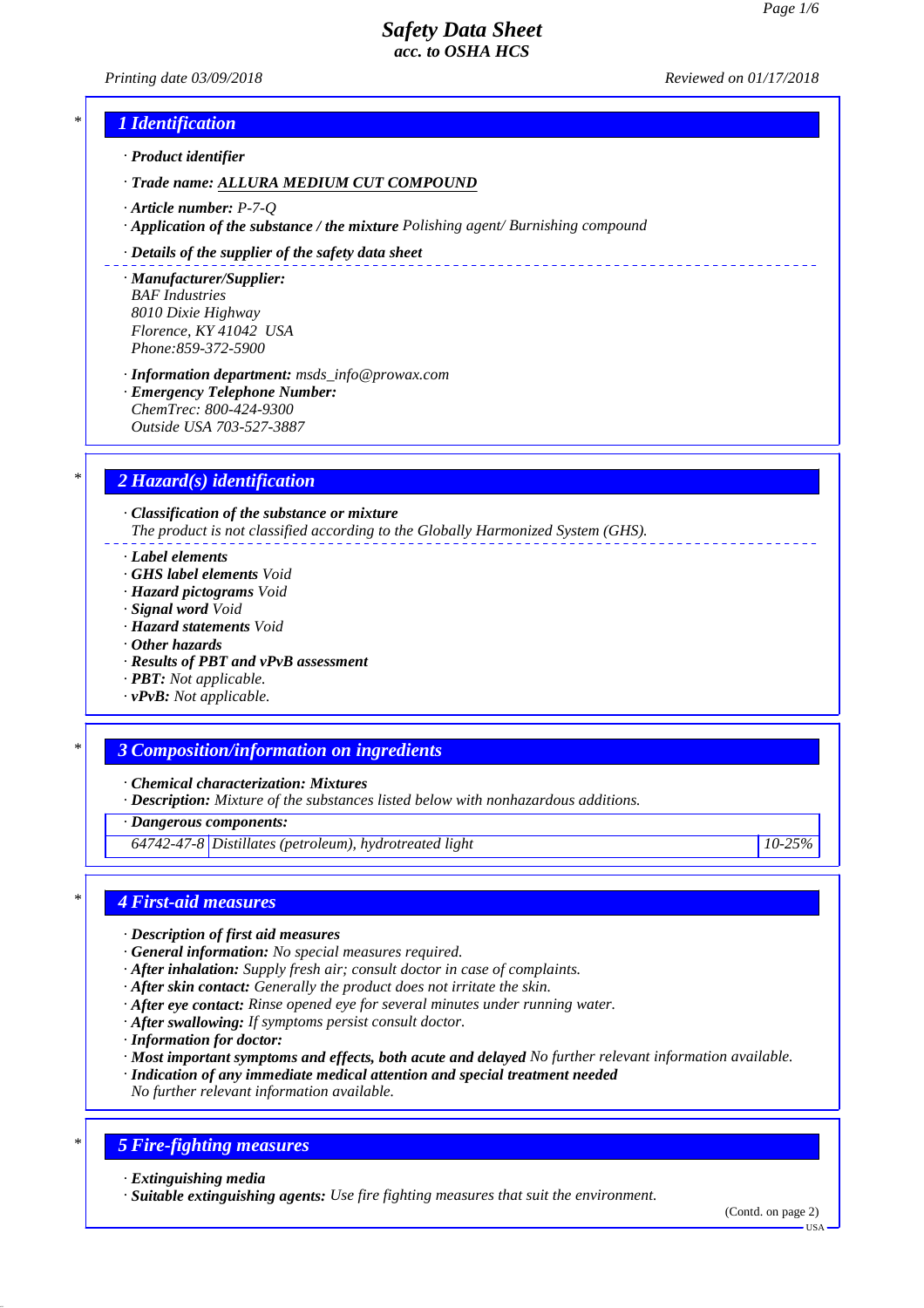# Safety Data Sheet
## acc. to OSHA HCS

*Printing date 03/09/2018* *Reviewed on 01/17/2018*

## 1 Identification

· **Product identifier**

· **Trade name:** **ALLURA MEDIUM CUT COMPOUND**

· **Article number:** P-7-Q
· **Application of the substance / the mixture** Polishing agent/ Burnishing compound

· **Details of the supplier of the safety data sheet**

· **Manufacturer/Supplier:**
BAF Industries
8010 Dixie Highway
Florence, KY 41042 USA
Phone:859-372-5900

· **Information department:** msds_info@prowax.com
· **Emergency Telephone Number:**
ChemTrec: 800-424-9300
Outside USA 703-527-3887

## 2 Hazard(s) identification

· **Classification of the substance or mixture**
The product is not classified according to the Globally Harmonized System (GHS).

· **Label elements**
· **GHS label elements** Void
· **Hazard pictograms** Void
· **Signal word** Void
· **Hazard statements** Void
· **Other hazards**
· **Results of PBT and vPvB assessment**
· **PBT:** Not applicable.
· **vPvB:** Not applicable.

## 3 Composition/information on ingredients

· **Chemical characterization: Mixtures**
· **Description:** Mixture of the substances listed below with nonhazardous additions.

· **Dangerous components:**

| | | |
|---|---|---|
| 64742-47-8 | Distillates (petroleum), hydrotreated light | 10-25% |

## 4 First-aid measures

· **Description of first aid measures**
· **General information:** No special measures required.
· **After inhalation:** Supply fresh air; consult doctor in case of complaints.
· **After skin contact:** Generally the product does not irritate the skin.
· **After eye contact:** Rinse opened eye for several minutes under running water.
· **After swallowing:** If symptoms persist consult doctor.
· **Information for doctor:**
· **Most important symptoms and effects, both acute and delayed** No further relevant information available.
· **Indication of any immediate medical attention and special treatment needed**
No further relevant information available.

## 5 Fire-fighting measures

· **Extinguishing media**
· **Suitable extinguishing agents:** Use fire fighting measures that suit the environment.

(Contd. on page 2)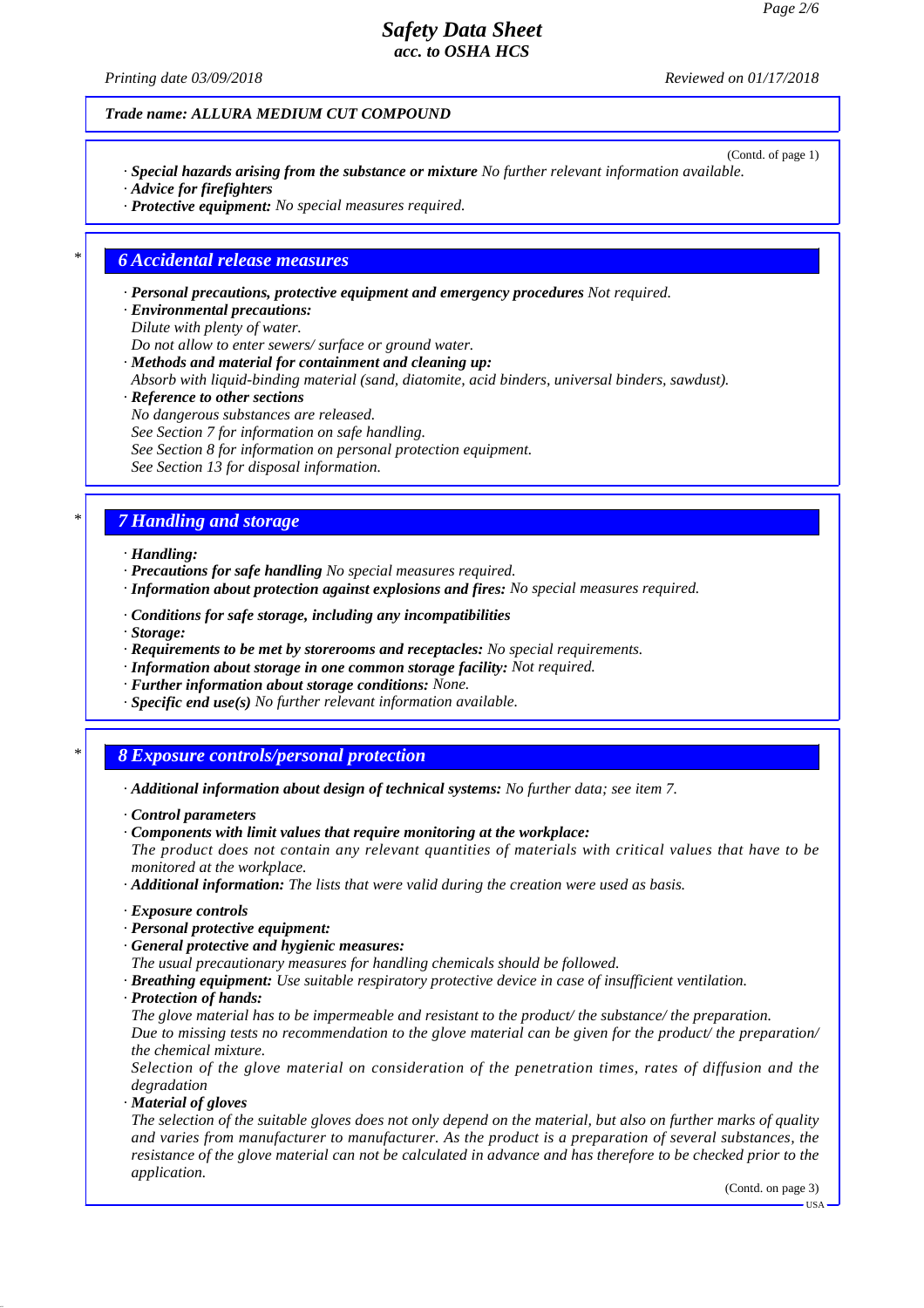Trade name: ALLURA MEDIUM CUT COMPOUND

(Contd. of page 1)

· **Special hazards arising from the substance or mixture** No further relevant information available.
· **Advice for firefighters**
· **Protective equipment:** No special measures required.

## 6 Accidental release measures

· **Personal precautions, protective equipment and emergency procedures** Not required.
· **Environmental precautions:**
Dilute with plenty of water.
Do not allow to enter sewers/ surface or ground water.
· **Methods and material for containment and cleaning up:**
Absorb with liquid-binding material (sand, diatomite, acid binders, universal binders, sawdust).
· **Reference to other sections**
No dangerous substances are released.
See Section 7 for information on safe handling.
See Section 8 for information on personal protection equipment.
See Section 13 for disposal information.

## 7 Handling and storage

· **Handling:**
· **Precautions for safe handling** No special measures required.
· **Information about protection against explosions and fires:** No special measures required.

· **Conditions for safe storage, including any incompatibilities**
· **Storage:**
· **Requirements to be met by storerooms and receptacles:** No special requirements.
· **Information about storage in one common storage facility:** Not required.
· **Further information about storage conditions:** None.
· **Specific end use(s)** No further relevant information available.

## 8 Exposure controls/personal protection

· **Additional information about design of technical systems:** No further data; see item 7.

· **Control parameters**
· **Components with limit values that require monitoring at the workplace:**
The product does not contain any relevant quantities of materials with critical values that have to be monitored at the workplace.
· **Additional information:** The lists that were valid during the creation were used as basis.

· **Exposure controls**
· **Personal protective equipment:**
· **General protective and hygienic measures:**
The usual precautionary measures for handling chemicals should be followed.
· **Breathing equipment:** Use suitable respiratory protective device in case of insufficient ventilation.
· **Protection of hands:**
The glove material has to be impermeable and resistant to the product/ the substance/ the preparation.
Due to missing tests no recommendation to the glove material can be given for the product/ the preparation/ the chemical mixture.
Selection of the glove material on consideration of the penetration times, rates of diffusion and the degradation
· **Material of gloves**
The selection of the suitable gloves does not only depend on the material, but also on further marks of quality and varies from manufacturer to manufacturer. As the product is a preparation of several substances, the resistance of the glove material can not be calculated in advance and has therefore to be checked prior to the application.

(Contd. on page 3)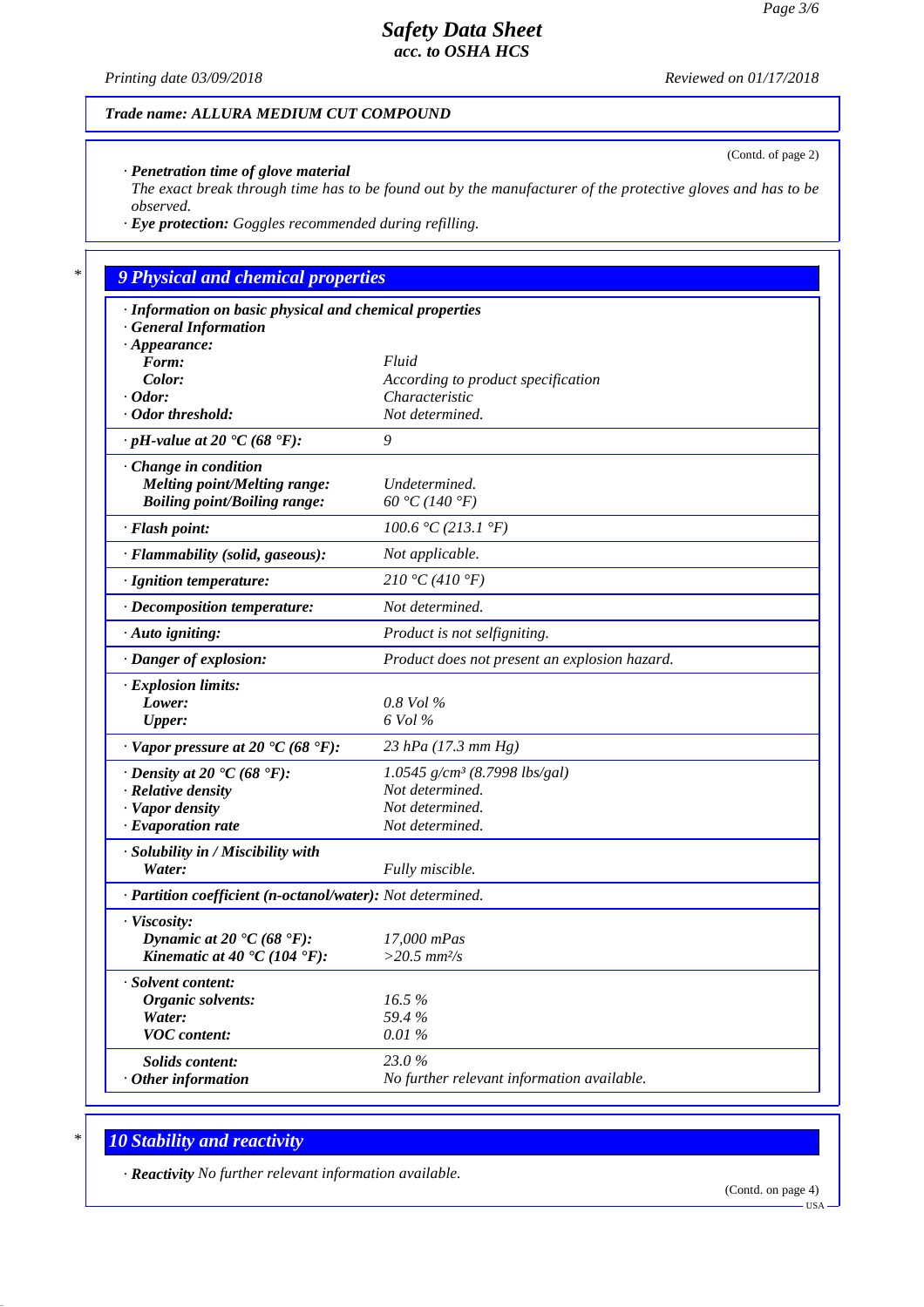**Trade name: ALLURA MEDIUM CUT COMPOUND**

(Contd. of page 2)

· **Penetration time of glove material**
The exact break through time has to be found out by the manufacturer of the protective gloves and has to be observed.

· **Eye protection:** Goggles recommended during refilling.

## 9 Physical and chemical properties

| · **Information on basic physical and chemical properties** | |
|---|---|
| · **General Information** | |
| · **Appearance:** | |
| **Form:** | Fluid |
| **Color:** | According to product specification |
| · **Odor:** | Characteristic |
| · **Odor threshold:** | Not determined. |
| · **pH-value at 20 °C (68 °F):** | 9 |
| · **Change in condition** | |
| **Melting point/Melting range:** | Undetermined. |
| **Boiling point/Boiling range:** | 60 °C (140 °F) |
| · **Flash point:** | 100.6 °C (213.1 °F) |
| · **Flammability (solid, gaseous):** | Not applicable. |
| · **Ignition temperature:** | 210 °C (410 °F) |
| · **Decomposition temperature:** | Not determined. |
| · **Auto igniting:** | Product is not selfigniting. |
| · **Danger of explosion:** | Product does not present an explosion hazard. |
| · **Explosion limits:** | |
| **Lower:** | 0.8 Vol % |
| **Upper:** | 6 Vol % |
| · **Vapor pressure at 20 °C (68 °F):** | 23 hPa (17.3 mm Hg) |
| · **Density at 20 °C (68 °F):** | 1.0545 g/cm³ (8.7998 lbs/gal) |
| · **Relative density** | Not determined. |
| · **Vapor density** | Not determined. |
| · **Evaporation rate** | Not determined. |
| · **Solubility in / Miscibility with** | |
| **Water:** | Fully miscible. |
| · **Partition coefficient (n-octanol/water):** | Not determined. |
| · **Viscosity:** | |
| **Dynamic at 20 °C (68 °F):** | 17,000 mPas |
| **Kinematic at 40 °C (104 °F):** | >20.5 mm²/s |
| · **Solvent content:** | |
| **Organic solvents:** | 16.5 % |
| **Water:** | 59.4 % |
| **VOC content:** | 0.01 % |
| **Solids content:** | 23.0 % |
| · **Other information** | No further relevant information available. |

## 10 Stability and reactivity

· **Reactivity** No further relevant information available.

(Contd. on page 4)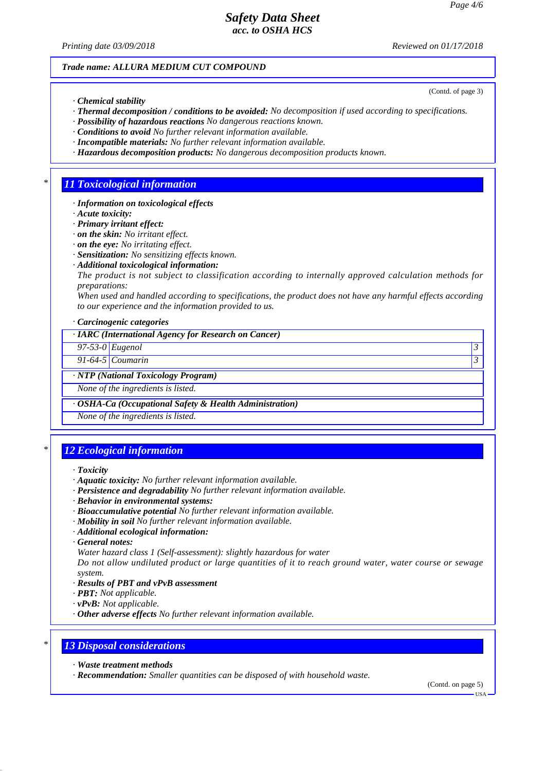*Trade name: ALLURA MEDIUM CUT COMPOUND*

(Contd. of page 3)

- ***Chemical stability***
- ***Thermal decomposition / conditions to be avoided:*** *No decomposition if used according to specifications.*
- ***Possibility of hazardous reactions*** *No dangerous reactions known.*
- ***Conditions to avoid*** *No further relevant information available.*
- ***Incompatible materials:*** *No further relevant information available.*
- ***Hazardous decomposition products:*** *No dangerous decomposition products known.*

## * 11 Toxicological information

- ***Information on toxicological effects***
- ***Acute toxicity:***
- ***Primary irritant effect:***
- ***on the skin:*** *No irritant effect.*
- ***on the eye:*** *No irritating effect.*
- ***Sensitization:*** *No sensitizing effects known.*
- ***Additional toxicological information:***
  *The product is not subject to classification according to internally approved calculation methods for preparations:*
  *When used and handled according to specifications, the product does not have any harmful effects according to our experience and the information provided to us.*
- ***Carcinogenic categories***

| · IARC (International Agency for Research on Cancer) | | |
|---|---|---|
| 97-53-0 | Eugenol | 3 |
| 91-64-5 | Coumarin | 3 |

| · NTP (National Toxicology Program) |
|---|
| None of the ingredients is listed. |

| · OSHA-Ca (Occupational Safety & Health Administration) |
|---|
| None of the ingredients is listed. |

## * 12 Ecological information

- ***Toxicity***
- ***Aquatic toxicity:*** *No further relevant information available.*
- ***Persistence and degradability*** *No further relevant information available.*
- ***Behavior in environmental systems:***
- ***Bioaccumulative potential*** *No further relevant information available.*
- ***Mobility in soil*** *No further relevant information available.*
- ***Additional ecological information:***
- ***General notes:***
  *Water hazard class 1 (Self-assessment): slightly hazardous for water*
  *Do not allow undiluted product or large quantities of it to reach ground water, water course or sewage system.*
- ***Results of PBT and vPvB assessment***
- ***PBT:*** *Not applicable.*
- ***vPvB:*** *Not applicable.*
- ***Other adverse effects*** *No further relevant information available.*

## * 13 Disposal considerations

- ***Waste treatment methods***
- ***Recommendation:*** *Smaller quantities can be disposed of with household waste.*

(Contd. on page 5)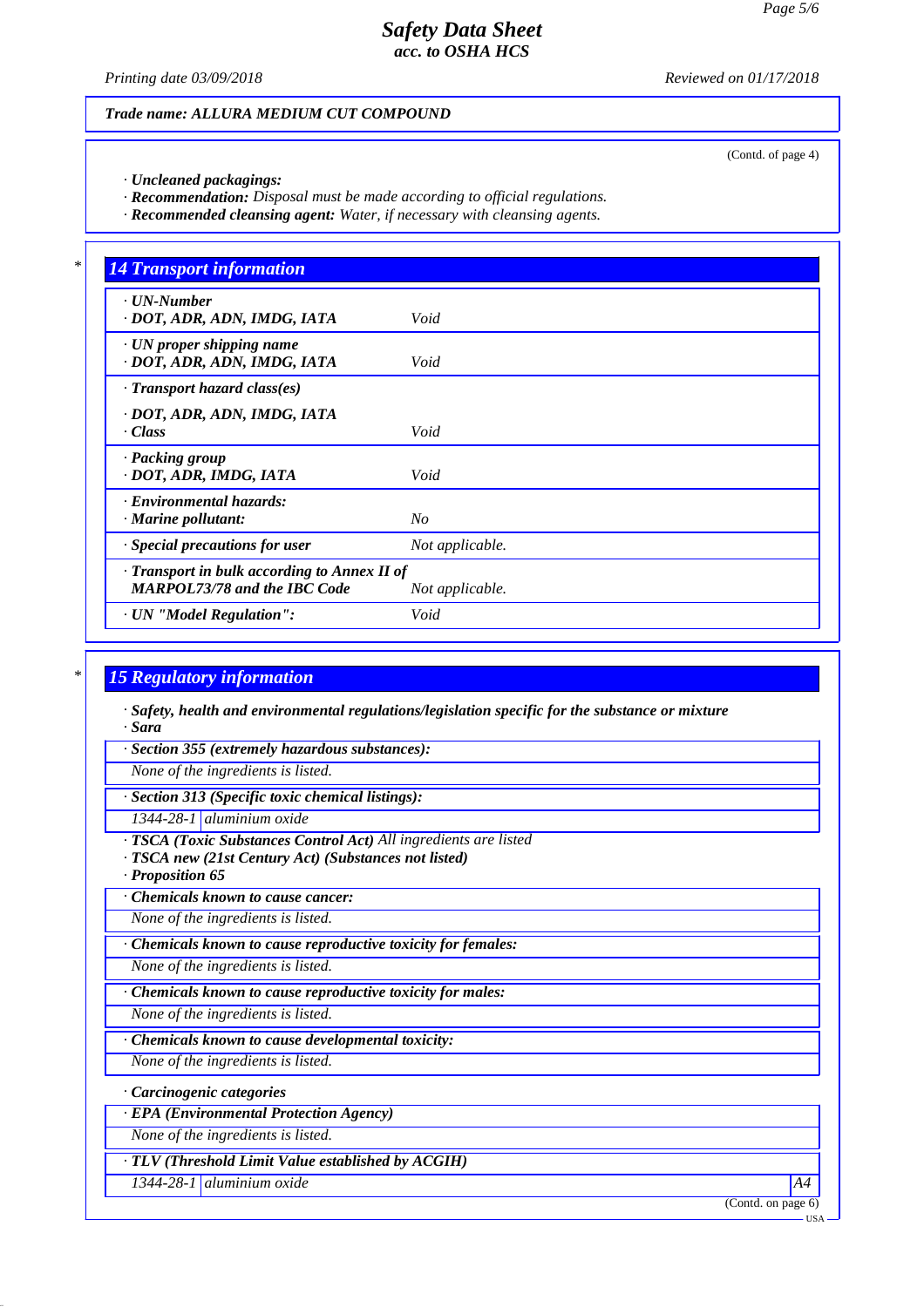**Trade name: ALLURA MEDIUM CUT COMPOUND**

(Contd. of page 4)

· **Uncleaned packagings:**
· **Recommendation:** Disposal must be made according to official regulations.
· **Recommended cleansing agent:** Water, if necessary with cleansing agents.

## 14 Transport information

| | |
|---|---|
| · **UN-Number** · **DOT, ADR, ADN, IMDG, IATA** | Void |
| · **UN proper shipping name** · **DOT, ADR, ADN, IMDG, IATA** | Void |
| · **Transport hazard class(es)** · **DOT, ADR, ADN, IMDG, IATA** · **Class** | Void |
| · **Packing group** · **DOT, ADR, IMDG, IATA** | Void |
| · **Environmental hazards:** · **Marine pollutant:** | No |
| · **Special precautions for user** | Not applicable. |
| · **Transport in bulk according to Annex II of MARPOL73/78 and the IBC Code** | Not applicable. |
| · **UN "Model Regulation":** | Void |

## 15 Regulatory information

· **Safety, health and environmental regulations/legislation specific for the substance or mixture**
· **Sara**

· **Section 355 (extremely hazardous substances):**
None of the ingredients is listed.

· **Section 313 (Specific toxic chemical listings):**

| | |
|---|---|
| 1344-28-1 | aluminium oxide |

· **TSCA (Toxic Substances Control Act)** All ingredients are listed
· **TSCA new (21st Century Act) (Substances not listed)**
· **Proposition 65**

· **Chemicals known to cause cancer:**
None of the ingredients is listed.

· **Chemicals known to cause reproductive toxicity for females:**
None of the ingredients is listed.

· **Chemicals known to cause reproductive toxicity for males:**
None of the ingredients is listed.

· **Chemicals known to cause developmental toxicity:**
None of the ingredients is listed.

· **Carcinogenic categories**

· **EPA (Environmental Protection Agency)**
None of the ingredients is listed.

· **TLV (Threshold Limit Value established by ACGIH)**

| | | |
|---|---|---|
| 1344-28-1 | aluminium oxide | A4 |

(Contd. on page 6)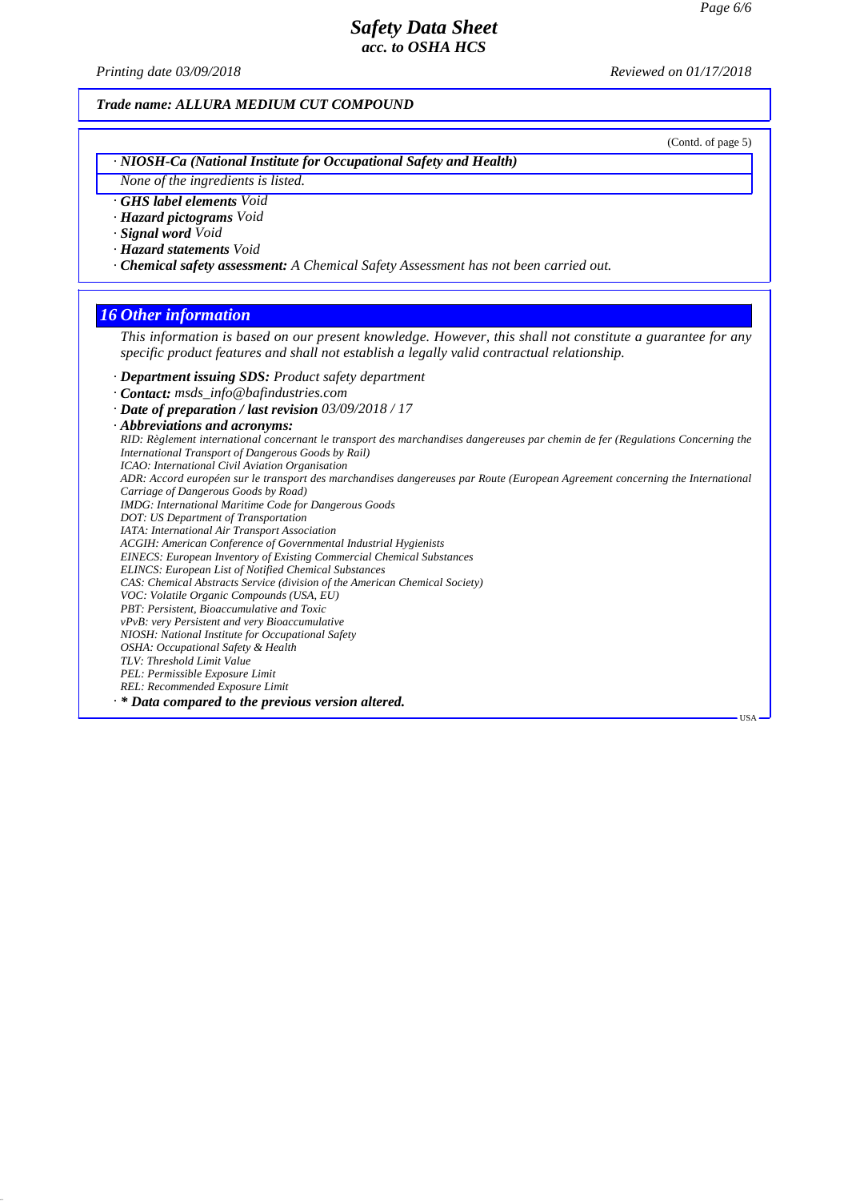(Contd. of page 5)

· **NIOSH-Ca (National Institute for Occupational Safety and Health)**

None of the ingredients is listed.

· **GHS label elements** Void
· **Hazard pictograms** Void
· **Signal word** Void
· **Hazard statements** Void
· **Chemical safety assessment:** A Chemical Safety Assessment has not been carried out.

## 16 Other information

This information is based on our present knowledge. However, this shall not constitute a guarantee for any specific product features and shall not establish a legally valid contractual relationship.

· **Department issuing SDS:** Product safety department
· **Contact:** msds_info@bafindustries.com
· **Date of preparation / last revision** 03/09/2018 / 17
· **Abbreviations and acronyms:**

RID: Règlement international concernant le transport des marchandises dangereuses par chemin de fer (Regulations Concerning the International Transport of Dangerous Goods by Rail)
ICAO: International Civil Aviation Organisation
ADR: Accord européen sur le transport des marchandises dangereuses par Route (European Agreement concerning the International Carriage of Dangerous Goods by Road)
IMDG: International Maritime Code for Dangerous Goods
DOT: US Department of Transportation
IATA: International Air Transport Association
ACGIH: American Conference of Governmental Industrial Hygienists
EINECS: European Inventory of Existing Commercial Chemical Substances
ELINCS: European List of Notified Chemical Substances
CAS: Chemical Abstracts Service (division of the American Chemical Society)
VOC: Volatile Organic Compounds (USA, EU)
PBT: Persistent, Bioaccumulative and Toxic
vPvB: very Persistent and very Bioaccumulative
NIOSH: National Institute for Occupational Safety
OSHA: Occupational Safety & Health
TLV: Threshold Limit Value
PEL: Permissible Exposure Limit
REL: Recommended Exposure Limit

· **\* Data compared to the previous version altered.**

USA